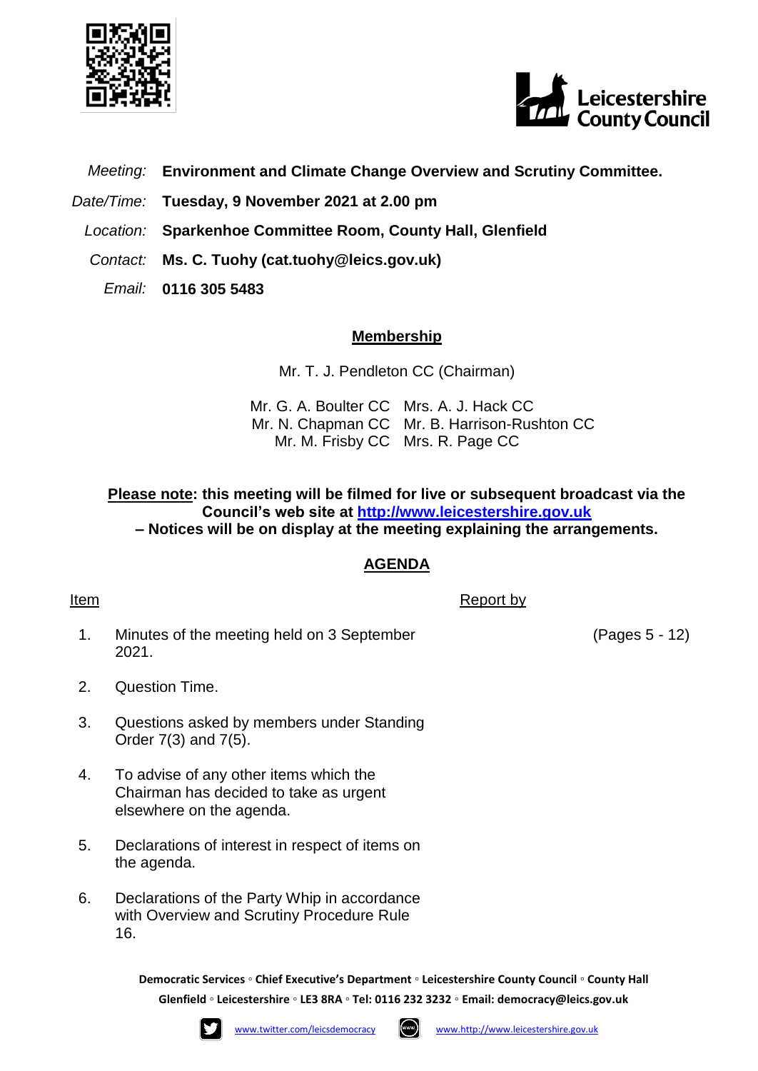Leicestershire County Council

*Meeting:* **Environment and Climate Change Overview and Scrutiny Committee.**

*Date/Time:* **Tuesday, 9 November 2021 at 2.00 pm**

*Location:* **Sparkenhoe Committee Room, County Hall, Glenfield**

*Contact:* **Ms. C. Tuohy (cat.tuohy@leics.gov.uk)**

*Email:* **0116 305 5483**

## Membership

Mr. T. J. Pendleton CC (Chairman)

Mr. G. A. Boulter CC
Mrs. A. J. Hack CC
Mr. N. Chapman CC
Mr. B. Harrison-Rushton CC
Mr. M. Frisby CC
Mrs. R. Page CC

**Please note: this meeting will be filmed for live or subsequent broadcast via the Council's web site at http://www.leicestershire.gov.uk – Notices will be on display at the meeting explaining the arrangements.**

## AGENDA

| Item | | Report by | |
|---|---|---|---|
| 1. | Minutes of the meeting held on 3 September 2021. | | (Pages 5 - 12) |
| 2. | Question Time. | | |
| 3. | Questions asked by members under Standing Order 7(3) and 7(5). | | |
| 4. | To advise of any other items which the Chairman has decided to take as urgent elsewhere on the agenda. | | |
| 5. | Declarations of interest in respect of items on the agenda. | | |
| 6. | Declarations of the Party Whip in accordance with Overview and Scrutiny Procedure Rule 16. | | |

**Democratic Services ◦ Chief Executive's Department ◦ Leicestershire County Council ◦ County Hall Glenfield ◦ Leicestershire ◦ LE3 8RA ◦ Tel: 0116 232 3232 ◦ Email: democracy@leics.gov.uk**

www.twitter.com/leicsdemocracy www.http://www.leicestershire.gov.uk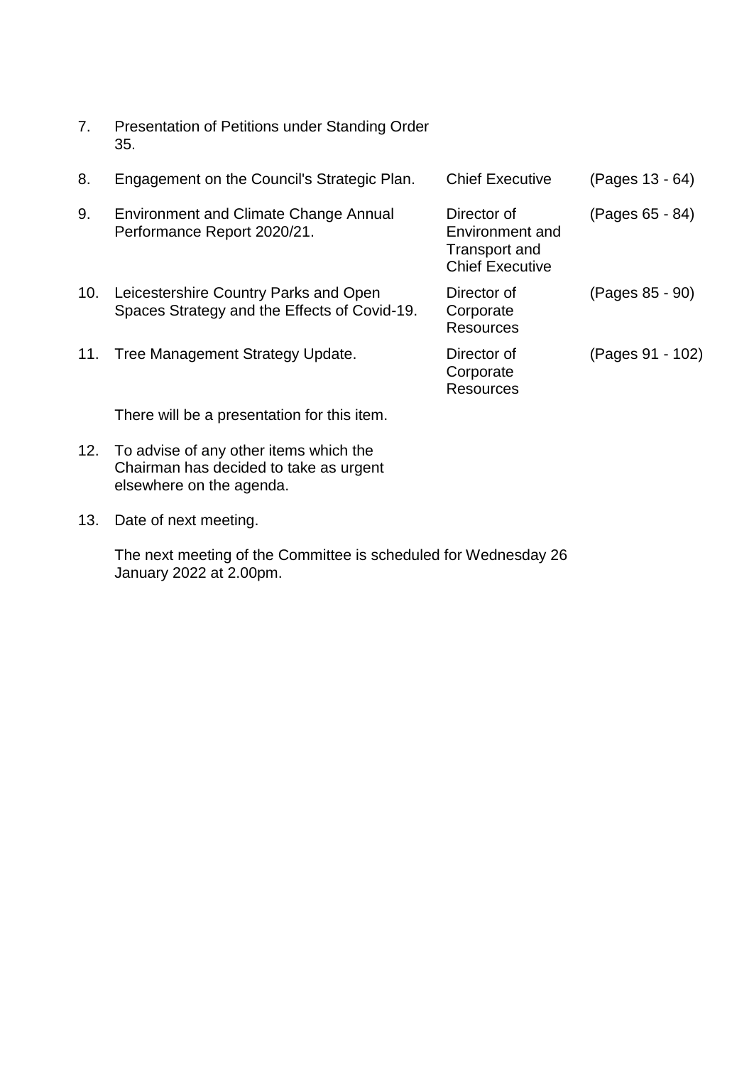| | | | |
|---|---|---|---|
| 7. | Presentation of Petitions under Standing Order 35. | | |
| 8. | Engagement on the Council's Strategic Plan. | Chief Executive | (Pages 13 - 64) |
| 9. | Environment and Climate Change Annual Performance Report 2020/21. | Director of Environment and Transport and Chief Executive | (Pages 65 - 84) |
| 10. | Leicestershire Country Parks and Open Spaces Strategy and the Effects of Covid-19. | Director of Corporate Resources | (Pages 85 - 90) |
| 11. | Tree Management Strategy Update. | Director of Corporate Resources | (Pages 91 - 102) |

There will be a presentation for this item.

12. To advise of any other items which the Chairman has decided to take as urgent elsewhere on the agenda.

13. Date of next meeting.

The next meeting of the Committee is scheduled for Wednesday 26 January 2022 at 2.00pm.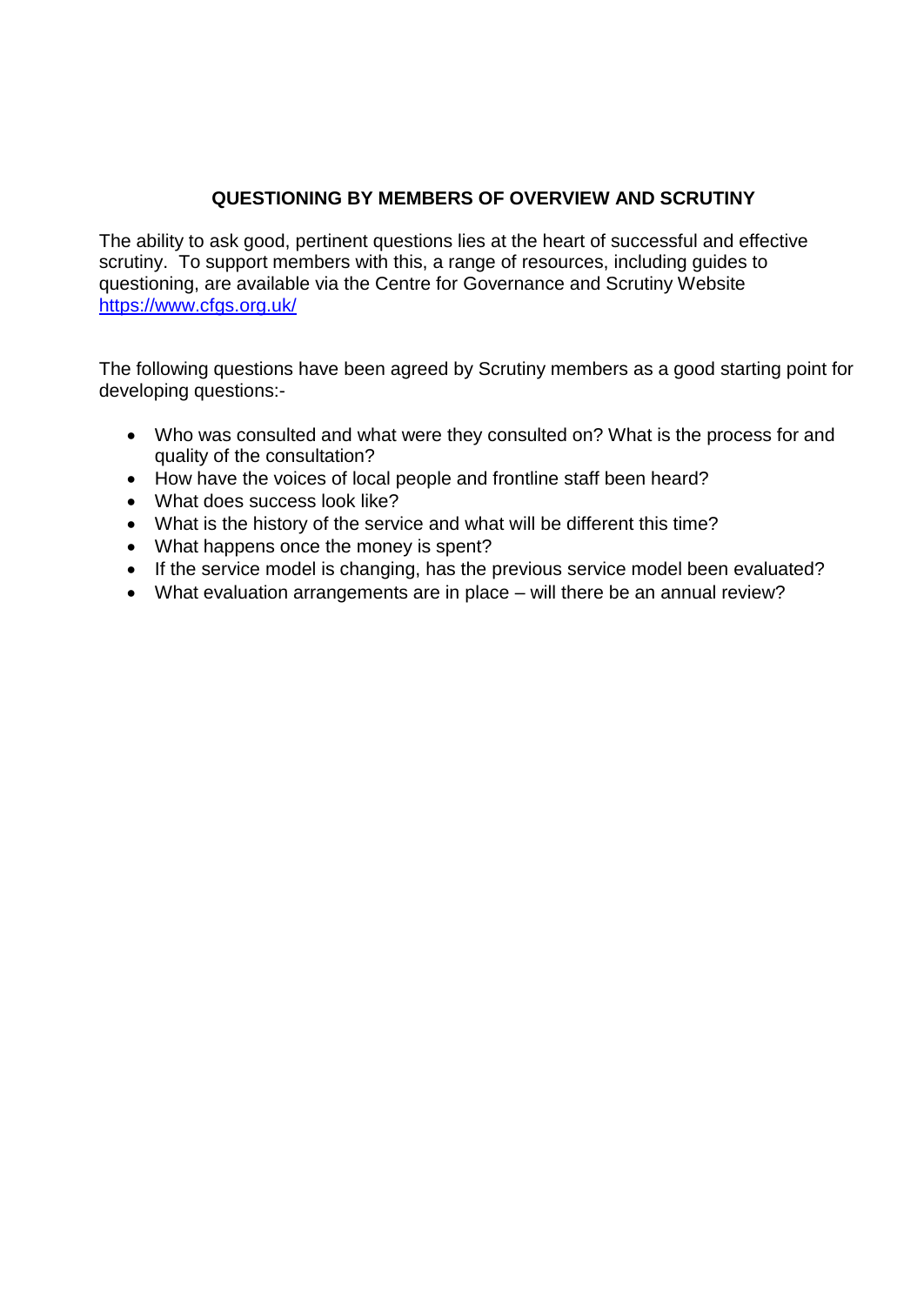## QUESTIONING BY MEMBERS OF OVERVIEW AND SCRUTINY

The ability to ask good, pertinent questions lies at the heart of successful and effective scrutiny. To support members with this, a range of resources, including guides to questioning, are available via the Centre for Governance and Scrutiny Website https://www.cfgs.org.uk/

The following questions have been agreed by Scrutiny members as a good starting point for developing questions:-

- Who was consulted and what were they consulted on? What is the process for and quality of the consultation?
- How have the voices of local people and frontline staff been heard?
- What does success look like?
- What is the history of the service and what will be different this time?
- What happens once the money is spent?
- If the service model is changing, has the previous service model been evaluated?
- What evaluation arrangements are in place – will there be an annual review?